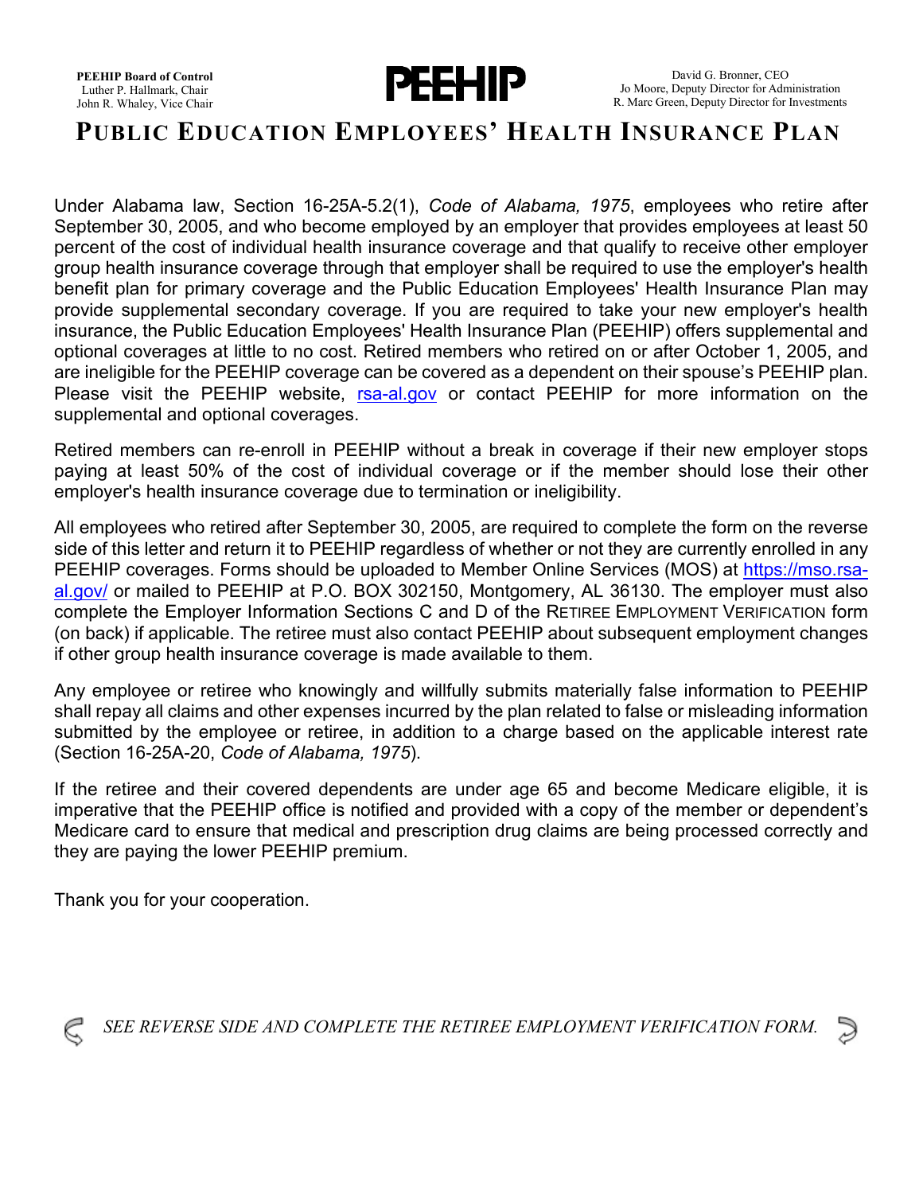**PEEHIP Board of Control**
Luther P. Hallmark, Chair
John R. Whaley, Vice Chair

**PEEHIP**

David G. Bronner, CEO
Jo Moore, Deputy Director for Administration
R. Marc Green, Deputy Director for Investments

# PUBLIC EDUCATION EMPLOYEES' HEALTH INSURANCE PLAN

Under Alabama law, Section 16-25A-5.2(1), *Code of Alabama, 1975*, employees who retire after September 30, 2005, and who become employed by an employer that provides employees at least 50 percent of the cost of individual health insurance coverage and that qualify to receive other employer group health insurance coverage through that employer shall be required to use the employer's health benefit plan for primary coverage and the Public Education Employees' Health Insurance Plan may provide supplemental secondary coverage. If you are required to take your new employer's health insurance, the Public Education Employees' Health Insurance Plan (PEEHIP) offers supplemental and optional coverages at little to no cost. Retired members who retired on or after October 1, 2005, and are ineligible for the PEEHIP coverage can be covered as a dependent on their spouse's PEEHIP plan. Please visit the PEEHIP website, [rsa-al.gov](rsa-al.gov) or contact PEEHIP for more information on the supplemental and optional coverages.

Retired members can re-enroll in PEEHIP without a break in coverage if their new employer stops paying at least 50% of the cost of individual coverage or if the member should lose their other employer's health insurance coverage due to termination or ineligibility.

All employees who retired after September 30, 2005, are required to complete the form on the reverse side of this letter and return it to PEEHIP regardless of whether or not they are currently enrolled in any PEEHIP coverages. Forms should be uploaded to Member Online Services (MOS) at [https://mso.rsa-al.gov/](https://mso.rsa-al.gov/) or mailed to PEEHIP at P.O. BOX 302150, Montgomery, AL 36130. The employer must also complete the Employer Information Sections C and D of the RETIREE EMPLOYMENT VERIFICATION form (on back) if applicable. The retiree must also contact PEEHIP about subsequent employment changes if other group health insurance coverage is made available to them.

Any employee or retiree who knowingly and willfully submits materially false information to PEEHIP shall repay all claims and other expenses incurred by the plan related to false or misleading information submitted by the employee or retiree, in addition to a charge based on the applicable interest rate (Section 16-25A-20, *Code of Alabama, 1975*).

If the retiree and their covered dependents are under age 65 and become Medicare eligible, it is imperative that the PEEHIP office is notified and provided with a copy of the member or dependent's Medicare card to ensure that medical and prescription drug claims are being processed correctly and they are paying the lower PEEHIP premium.

Thank you for your cooperation.

*SEE REVERSE SIDE AND COMPLETE THE RETIREE EMPLOYMENT VERIFICATION FORM.*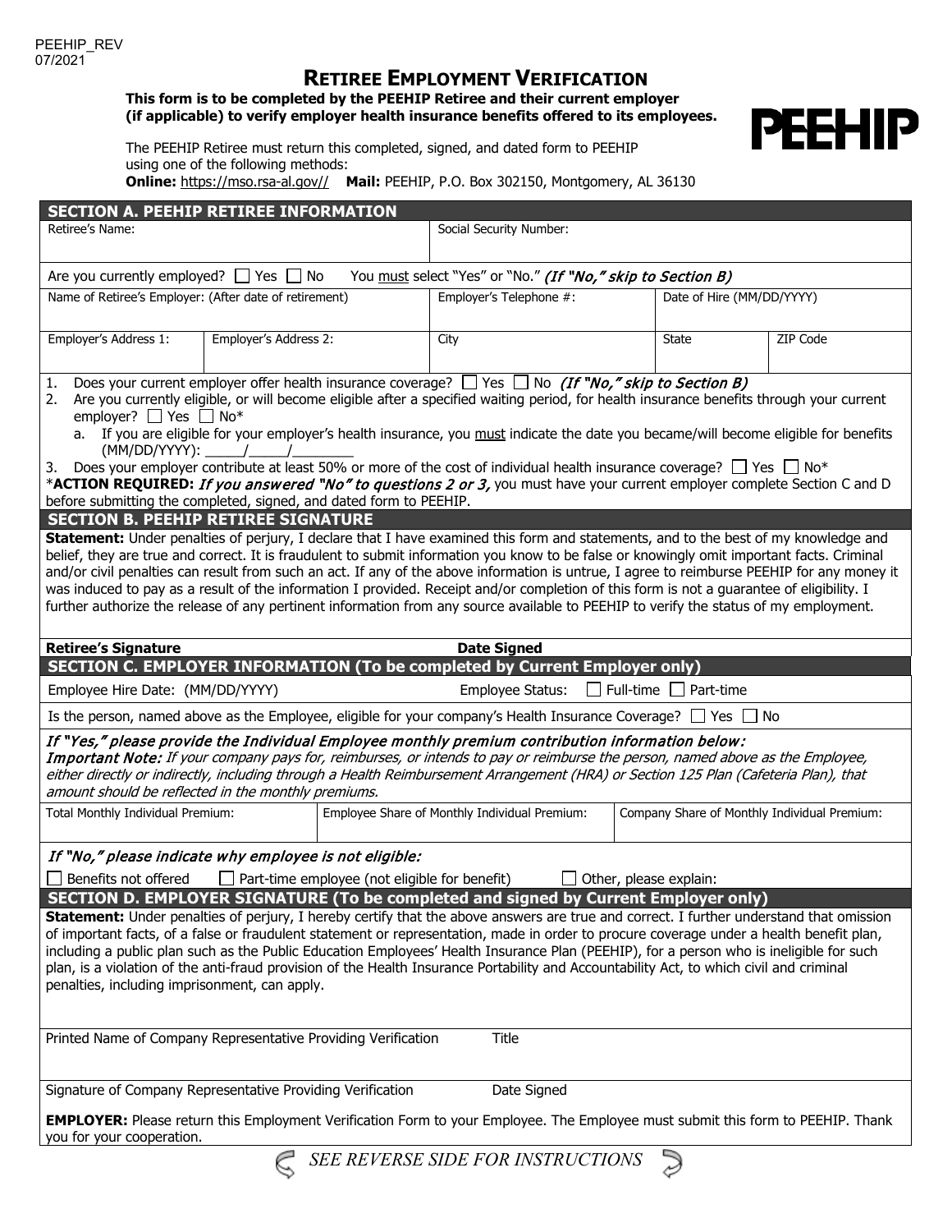PEEHIP_REV
07/2021

# Retiree Employment Verification

**This form is to be completed by the PEEHIP Retiree and their current employer (if applicable) to verify employer health insurance benefits offered to its employees.**

PEEHIP

The PEEHIP Retiree must return this completed, signed, and dated form to PEEHIP using one of the following methods:
**Online:** https://mso.rsa-al.gov// **Mail:** PEEHIP, P.O. Box 302150, Montgomery, AL 36130

## SECTION A. PEEHIP RETIREE INFORMATION

| | | | | |
|---|---|---|---|---|
| Retiree's Name: | | Social Security Number: | | |

Are you currently employed? ☐ Yes ☐ No You must select "Yes" or "No." *(If "No," skip to Section B)*

| | | | | |
|---|---|---|---|---|
| Name of Retiree's Employer: (After date of retirement) | | Employer's Telephone #: | Date of Hire (MM/DD/YYYY) | |
| Employer's Address 1: | Employer's Address 2: | City | State | ZIP Code |

1. Does your current employer offer health insurance coverage? ☐ Yes ☐ No *(If "No," skip to Section B)*
2. Are you currently eligible, or will become eligible after a specified waiting period, for health insurance benefits through your current employer? ☐ Yes ☐ No*
   a. If you are eligible for your employer's health insurance, you must indicate the date you became/will become eligible for benefits (MM/DD/YYYY): _____/_____/________
3. Does your employer contribute at least 50% or more of the cost of individual health insurance coverage? ☐ Yes ☐ No*

\***ACTION REQUIRED:** *If you answered "No" to questions 2 or 3,* you must have your current employer complete Section C and D before submitting the completed, signed, and dated form to PEEHIP.

## SECTION B. PEEHIP RETIREE SIGNATURE

**Statement:** Under penalties of perjury, I declare that I have examined this form and statements, and to the best of my knowledge and belief, they are true and correct. It is fraudulent to submit information you know to be false or knowingly omit important facts. Criminal and/or civil penalties can result from such an act. If any of the above information is untrue, I agree to reimburse PEEHIP for any money it was induced to pay as a result of the information I provided. Receipt and/or completion of this form is not a guarantee of eligibility. I further authorize the release of any pertinent information from any source available to PEEHIP to verify the status of my employment.

**Retiree's Signature** **Date Signed**

## SECTION C. EMPLOYER INFORMATION (To be completed by Current Employer only)

Employee Hire Date: (MM/DD/YYYY) Employee Status: ☐ Full-time ☐ Part-time

Is the person, named above as the Employee, eligible for your company's Health Insurance Coverage? ☐ Yes ☐ No

***If "Yes," please provide the Individual Employee monthly premium contribution information below:***
***Important Note:*** *If your company pays for, reimburses, or intends to pay or reimburse the person, named above as the Employee, either directly or indirectly, including through a Health Reimbursement Arrangement (HRA) or Section 125 Plan (Cafeteria Plan), that amount should be reflected in the monthly premiums.*

| | | |
|---|---|---|
| Total Monthly Individual Premium: | Employee Share of Monthly Individual Premium: | Company Share of Monthly Individual Premium: |

***If "No," please indicate why employee is not eligible:***

☐ Benefits not offered ☐ Part-time employee (not eligible for benefit) ☐ Other, please explain:

## SECTION D. EMPLOYER SIGNATURE (To be completed and signed by Current Employer only)

**Statement:** Under penalties of perjury, I hereby certify that the above answers are true and correct. I further understand that omission of important facts, of a false or fraudulent statement or representation, made in order to procure coverage under a health benefit plan, including a public plan such as the Public Education Employees' Health Insurance Plan (PEEHIP), for a person who is ineligible for such plan, is a violation of the anti-fraud provision of the Health Insurance Portability and Accountability Act, to which civil and criminal penalties, including imprisonment, can apply.

Printed Name of Company Representative Providing Verification Title

Signature of Company Representative Providing Verification Date Signed

**EMPLOYER:** Please return this Employment Verification Form to your Employee. The Employee must submit this form to PEEHIP. Thank you for your cooperation.

*SEE REVERSE SIDE FOR INSTRUCTIONS*